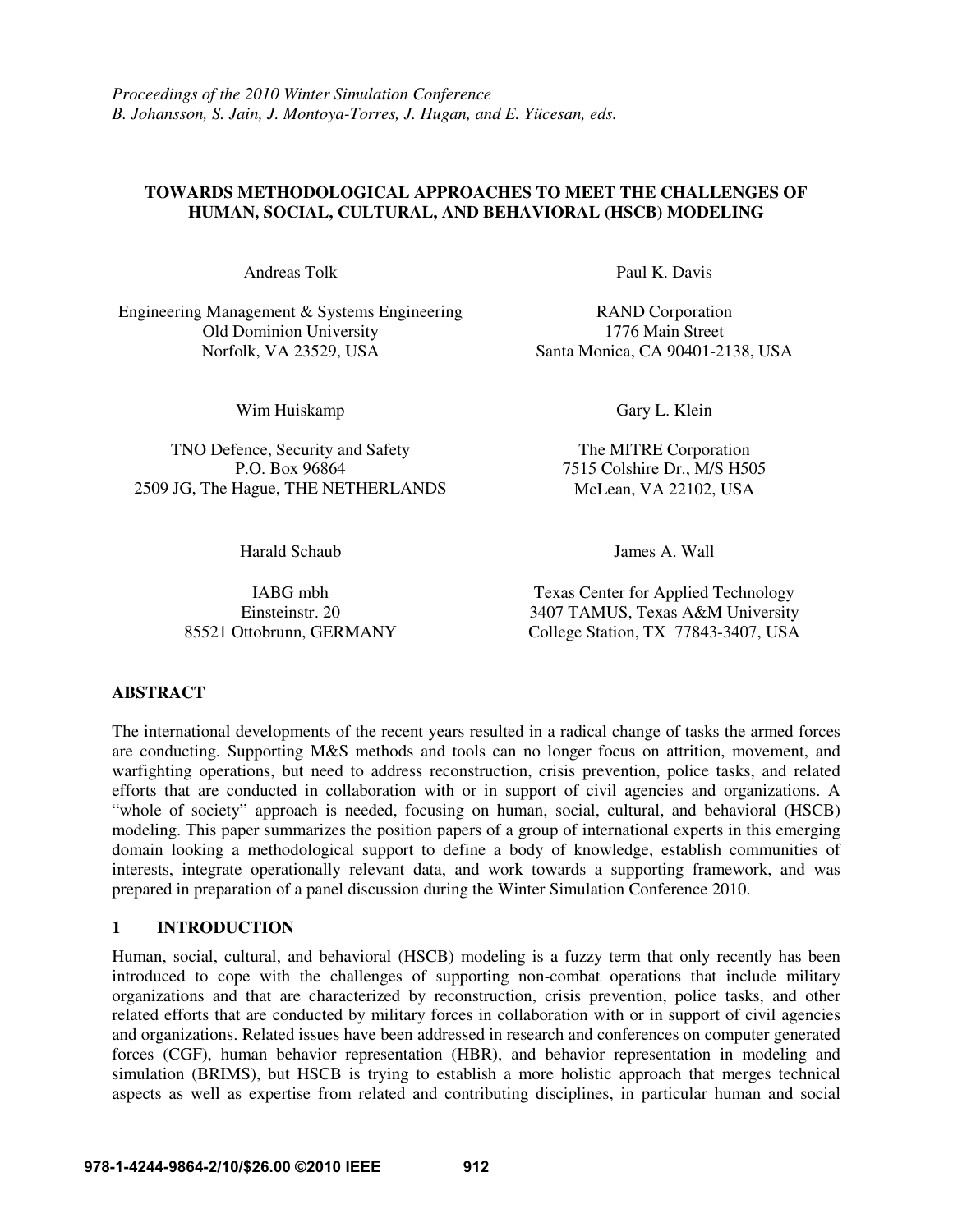*Proceedings of the 2010 Winter Simulation Conference*
*B. Johansson, S. Jain, J. Montoya-Torres, J. Hugan, and E. Yücesan, eds.*

# TOWARDS METHODOLOGICAL APPROACHES TO MEET THE CHALLENGES OF HUMAN, SOCIAL, CULTURAL, AND BEHAVIORAL (HSCB) MODELING

Andreas Tolk

Engineering Management & Systems Engineering
Old Dominion University
Norfolk, VA 23529, USA

Paul K. Davis

RAND Corporation
1776 Main Street
Santa Monica, CA 90401-2138, USA

Wim Huiskamp

TNO Defence, Security and Safety
P.O. Box 96864
2509 JG, The Hague, THE NETHERLANDS

Gary L. Klein

The MITRE Corporation
7515 Colshire Dr., M/S H505
McLean, VA 22102, USA

Harald Schaub

IABG mbh
Einsteinstr. 20
85521 Ottobrunn, GERMANY

James A. Wall

Texas Center for Applied Technology
3407 TAMUS, Texas A&M University
College Station, TX 77843-3407, USA

## ABSTRACT

The international developments of the recent years resulted in a radical change of tasks the armed forces are conducting. Supporting M&S methods and tools can no longer focus on attrition, movement, and warfighting operations, but need to address reconstruction, crisis prevention, police tasks, and related efforts that are conducted in collaboration with or in support of civil agencies and organizations. A "whole of society" approach is needed, focusing on human, social, cultural, and behavioral (HSCB) modeling. This paper summarizes the position papers of a group of international experts in this emerging domain looking a methodological support to define a body of knowledge, establish communities of interests, integrate operationally relevant data, and work towards a supporting framework, and was prepared in preparation of a panel discussion during the Winter Simulation Conference 2010.

## 1 INTRODUCTION

Human, social, cultural, and behavioral (HSCB) modeling is a fuzzy term that only recently has been introduced to cope with the challenges of supporting non-combat operations that include military organizations and that are characterized by reconstruction, crisis prevention, police tasks, and other related efforts that are conducted by military forces in collaboration with or in support of civil agencies and organizations. Related issues have been addressed in research and conferences on computer generated forces (CGF), human behavior representation (HBR), and behavior representation in modeling and simulation (BRIMS), but HSCB is trying to establish a more holistic approach that merges technical aspects as well as expertise from related and contributing disciplines, in particular human and social

978-1-4244-9864-2/10/$26.00 ©2010 IEEE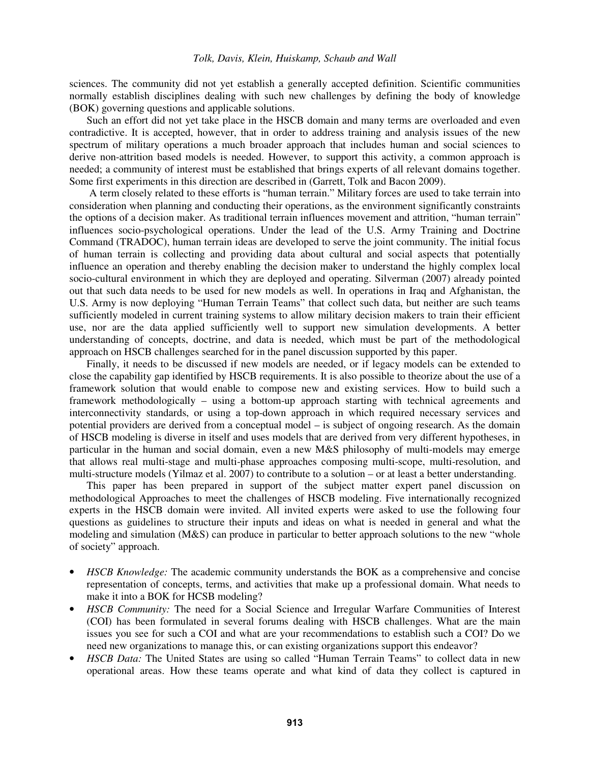sciences. The community did not yet establish a generally accepted definition. Scientific communities normally establish disciplines dealing with such new challenges by defining the body of knowledge (BOK) governing questions and applicable solutions.

Such an effort did not yet take place in the HSCB domain and many terms are overloaded and even contradictive. It is accepted, however, that in order to address training and analysis issues of the new spectrum of military operations a much broader approach that includes human and social sciences to derive non-attrition based models is needed. However, to support this activity, a common approach is needed; a community of interest must be established that brings experts of all relevant domains together. Some first experiments in this direction are described in (Garrett, Tolk and Bacon 2009).

A term closely related to these efforts is "human terrain." Military forces are used to take terrain into consideration when planning and conducting their operations, as the environment significantly constraints the options of a decision maker. As traditional terrain influences movement and attrition, "human terrain" influences socio-psychological operations. Under the lead of the U.S. Army Training and Doctrine Command (TRADOC), human terrain ideas are developed to serve the joint community. The initial focus of human terrain is collecting and providing data about cultural and social aspects that potentially influence an operation and thereby enabling the decision maker to understand the highly complex local socio-cultural environment in which they are deployed and operating. Silverman (2007) already pointed out that such data needs to be used for new models as well. In operations in Iraq and Afghanistan, the U.S. Army is now deploying "Human Terrain Teams" that collect such data, but neither are such teams sufficiently modeled in current training systems to allow military decision makers to train their efficient use, nor are the data applied sufficiently well to support new simulation developments. A better understanding of concepts, doctrine, and data is needed, which must be part of the methodological approach on HSCB challenges searched for in the panel discussion supported by this paper.

Finally, it needs to be discussed if new models are needed, or if legacy models can be extended to close the capability gap identified by HSCB requirements. It is also possible to theorize about the use of a framework solution that would enable to compose new and existing services. How to build such a framework methodologically – using a bottom-up approach starting with technical agreements and interconnectivity standards, or using a top-down approach in which required necessary services and potential providers are derived from a conceptual model – is subject of ongoing research. As the domain of HSCB modeling is diverse in itself and uses models that are derived from very different hypotheses, in particular in the human and social domain, even a new M&S philosophy of multi-models may emerge that allows real multi-stage and multi-phase approaches composing multi-scope, multi-resolution, and multi-structure models (Yilmaz et al. 2007) to contribute to a solution – or at least a better understanding.

This paper has been prepared in support of the subject matter expert panel discussion on methodological Approaches to meet the challenges of HSCB modeling. Five internationally recognized experts in the HSCB domain were invited. All invited experts were asked to use the following four questions as guidelines to structure their inputs and ideas on what is needed in general and what the modeling and simulation (M&S) can produce in particular to better approach solutions to the new "whole of society" approach.

- *HSCB Knowledge:* The academic community understands the BOK as a comprehensive and concise representation of concepts, terms, and activities that make up a professional domain. What needs to make it into a BOK for HCSB modeling?
- *HSCB Community:* The need for a Social Science and Irregular Warfare Communities of Interest (COI) has been formulated in several forums dealing with HSCB challenges. What are the main issues you see for such a COI and what are your recommendations to establish such a COI? Do we need new organizations to manage this, or can existing organizations support this endeavor?
- *HSCB Data:* The United States are using so called "Human Terrain Teams" to collect data in new operational areas. How these teams operate and what kind of data they collect is captured in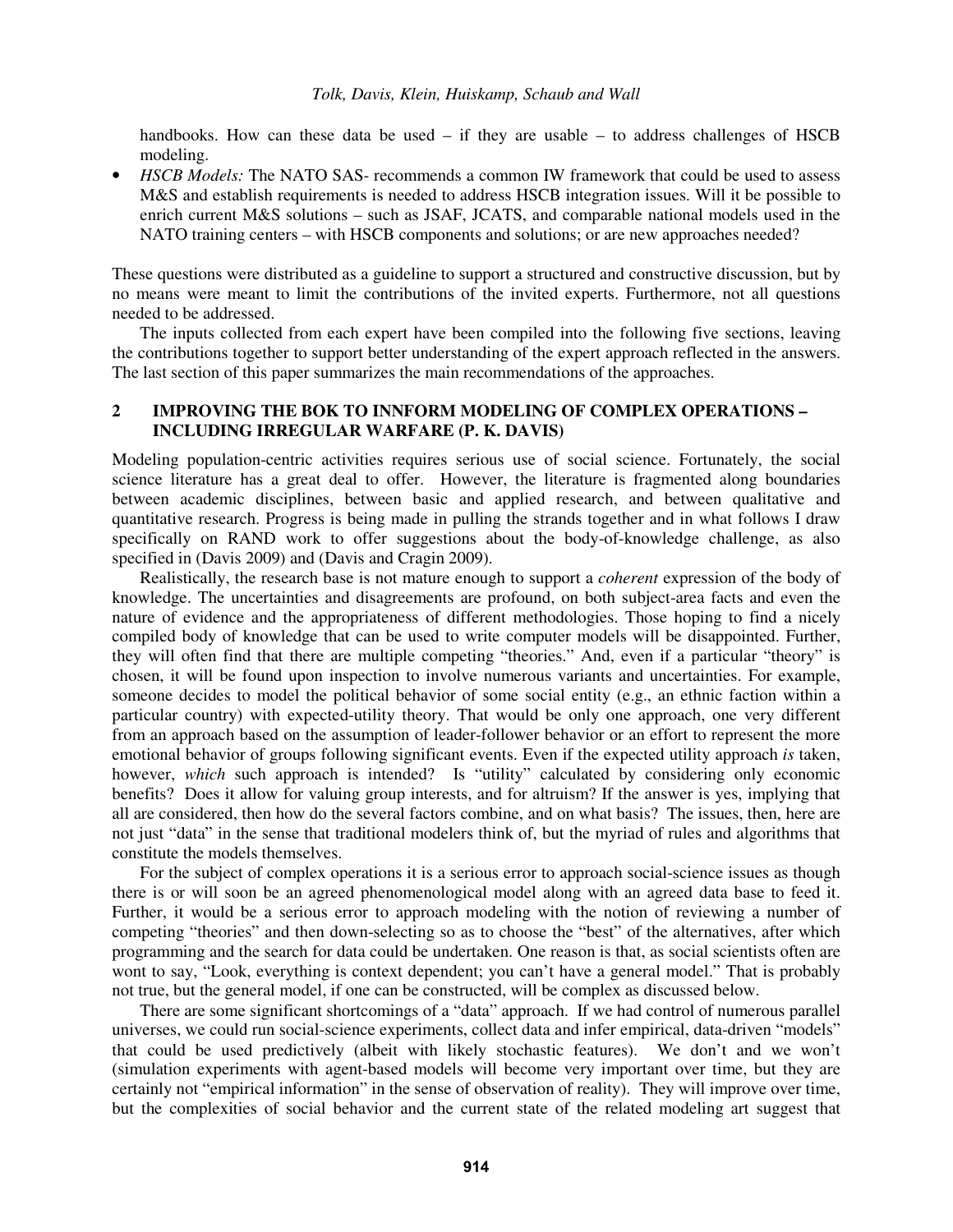handbooks. How can these data be used – if they are usable – to address challenges of HSCB modeling.

- *HSCB Models:* The NATO SAS- recommends a common IW framework that could be used to assess M&S and establish requirements is needed to address HSCB integration issues. Will it be possible to enrich current M&S solutions – such as JSAF, JCATS, and comparable national models used in the NATO training centers – with HSCB components and solutions; or are new approaches needed?

These questions were distributed as a guideline to support a structured and constructive discussion, but by no means were meant to limit the contributions of the invited experts. Furthermore, not all questions needed to be addressed.

The inputs collected from each expert have been compiled into the following five sections, leaving the contributions together to support better understanding of the expert approach reflected in the answers. The last section of this paper summarizes the main recommendations of the approaches.

## 2 IMPROVING THE BOK TO INNFORM MODELING OF COMPLEX OPERATIONS – INCLUDING IRREGULAR WARFARE (P. K. DAVIS)

Modeling population-centric activities requires serious use of social science. Fortunately, the social science literature has a great deal to offer. However, the literature is fragmented along boundaries between academic disciplines, between basic and applied research, and between qualitative and quantitative research. Progress is being made in pulling the strands together and in what follows I draw specifically on RAND work to offer suggestions about the body-of-knowledge challenge, as also specified in (Davis 2009) and (Davis and Cragin 2009).

Realistically, the research base is not mature enough to support a *coherent* expression of the body of knowledge. The uncertainties and disagreements are profound, on both subject-area facts and even the nature of evidence and the appropriateness of different methodologies. Those hoping to find a nicely compiled body of knowledge that can be used to write computer models will be disappointed. Further, they will often find that there are multiple competing "theories." And, even if a particular "theory" is chosen, it will be found upon inspection to involve numerous variants and uncertainties. For example, someone decides to model the political behavior of some social entity (e.g., an ethnic faction within a particular country) with expected-utility theory. That would be only one approach, one very different from an approach based on the assumption of leader-follower behavior or an effort to represent the more emotional behavior of groups following significant events. Even if the expected utility approach *is* taken, however, *which* such approach is intended? Is "utility" calculated by considering only economic benefits? Does it allow for valuing group interests, and for altruism? If the answer is yes, implying that all are considered, then how do the several factors combine, and on what basis? The issues, then, here are not just "data" in the sense that traditional modelers think of, but the myriad of rules and algorithms that constitute the models themselves.

For the subject of complex operations it is a serious error to approach social-science issues as though there is or will soon be an agreed phenomenological model along with an agreed data base to feed it. Further, it would be a serious error to approach modeling with the notion of reviewing a number of competing "theories" and then down-selecting so as to choose the "best" of the alternatives, after which programming and the search for data could be undertaken. One reason is that, as social scientists often are wont to say, "Look, everything is context dependent; you can't have a general model." That is probably not true, but the general model, if one can be constructed, will be complex as discussed below.

There are some significant shortcomings of a "data" approach. If we had control of numerous parallel universes, we could run social-science experiments, collect data and infer empirical, data-driven "models" that could be used predictively (albeit with likely stochastic features). We don't and we won't (simulation experiments with agent-based models will become very important over time, but they are certainly not "empirical information" in the sense of observation of reality). They will improve over time, but the complexities of social behavior and the current state of the related modeling art suggest that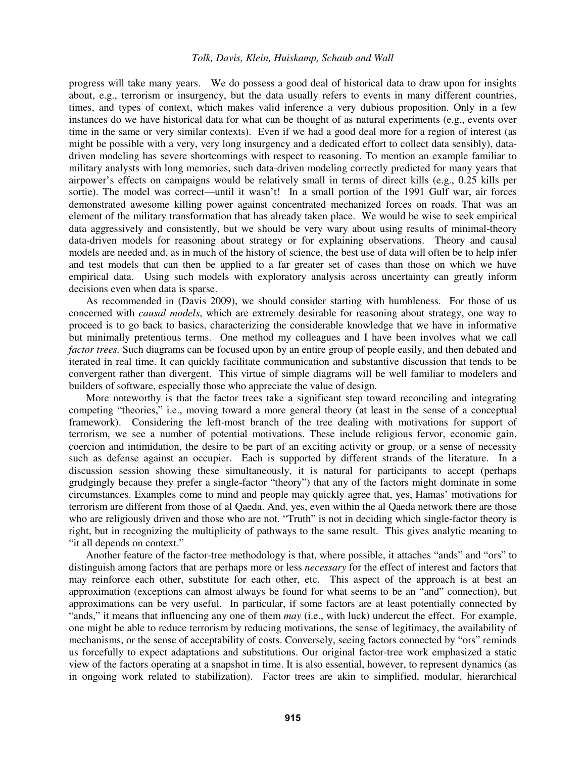progress will take many years. We do possess a good deal of historical data to draw upon for insights about, e.g., terrorism or insurgency, but the data usually refers to events in many different countries, times, and types of context, which makes valid inference a very dubious proposition. Only in a few instances do we have historical data for what can be thought of as natural experiments (e.g., events over time in the same or very similar contexts). Even if we had a good deal more for a region of interest (as might be possible with a very, very long insurgency and a dedicated effort to collect data sensibly), data-driven modeling has severe shortcomings with respect to reasoning. To mention an example familiar to military analysts with long memories, such data-driven modeling correctly predicted for many years that airpower's effects on campaigns would be relatively small in terms of direct kills (e.g., 0.25 kills per sortie). The model was correct—until it wasn't! In a small portion of the 1991 Gulf war, air forces demonstrated awesome killing power against concentrated mechanized forces on roads. That was an element of the military transformation that has already taken place. We would be wise to seek empirical data aggressively and consistently, but we should be very wary about using results of minimal-theory data-driven models for reasoning about strategy or for explaining observations. Theory and causal models are needed and, as in much of the history of science, the best use of data will often be to help infer and test models that can then be applied to a far greater set of cases than those on which we have empirical data. Using such models with exploratory analysis across uncertainty can greatly inform decisions even when data is sparse.

As recommended in (Davis 2009), we should consider starting with humbleness. For those of us concerned with *causal models*, which are extremely desirable for reasoning about strategy, one way to proceed is to go back to basics, characterizing the considerable knowledge that we have in informative but minimally pretentious terms. One method my colleagues and I have been involves what we call *factor trees*. Such diagrams can be focused upon by an entire group of people easily, and then debated and iterated in real time. It can quickly facilitate communication and substantive discussion that tends to be convergent rather than divergent. This virtue of simple diagrams will be well familiar to modelers and builders of software, especially those who appreciate the value of design.

More noteworthy is that the factor trees take a significant step toward reconciling and integrating competing "theories," i.e., moving toward a more general theory (at least in the sense of a conceptual framework). Considering the left-most branch of the tree dealing with motivations for support of terrorism, we see a number of potential motivations. These include religious fervor, economic gain, coercion and intimidation, the desire to be part of an exciting activity or group, or a sense of necessity such as defense against an occupier. Each is supported by different strands of the literature. In a discussion session showing these simultaneously, it is natural for participants to accept (perhaps grudgingly because they prefer a single-factor "theory") that any of the factors might dominate in some circumstances. Examples come to mind and people may quickly agree that, yes, Hamas' motivations for terrorism are different from those of al Qaeda. And, yes, even within the al Qaeda network there are those who are religiously driven and those who are not. "Truth" is not in deciding which single-factor theory is right, but in recognizing the multiplicity of pathways to the same result. This gives analytic meaning to "it all depends on context."

Another feature of the factor-tree methodology is that, where possible, it attaches "ands" and "ors" to distinguish among factors that are perhaps more or less *necessary* for the effect of interest and factors that may reinforce each other, substitute for each other, etc. This aspect of the approach is at best an approximation (exceptions can almost always be found for what seems to be an "and" connection), but approximations can be very useful. In particular, if some factors are at least potentially connected by "ands," it means that influencing any one of them *may* (i.e., with luck) undercut the effect. For example, one might be able to reduce terrorism by reducing motivations, the sense of legitimacy, the availability of mechanisms, or the sense of acceptability of costs. Conversely, seeing factors connected by "ors" reminds us forcefully to expect adaptations and substitutions. Our original factor-tree work emphasized a static view of the factors operating at a snapshot in time. It is also essential, however, to represent dynamics (as in ongoing work related to stabilization). Factor trees are akin to simplified, modular, hierarchical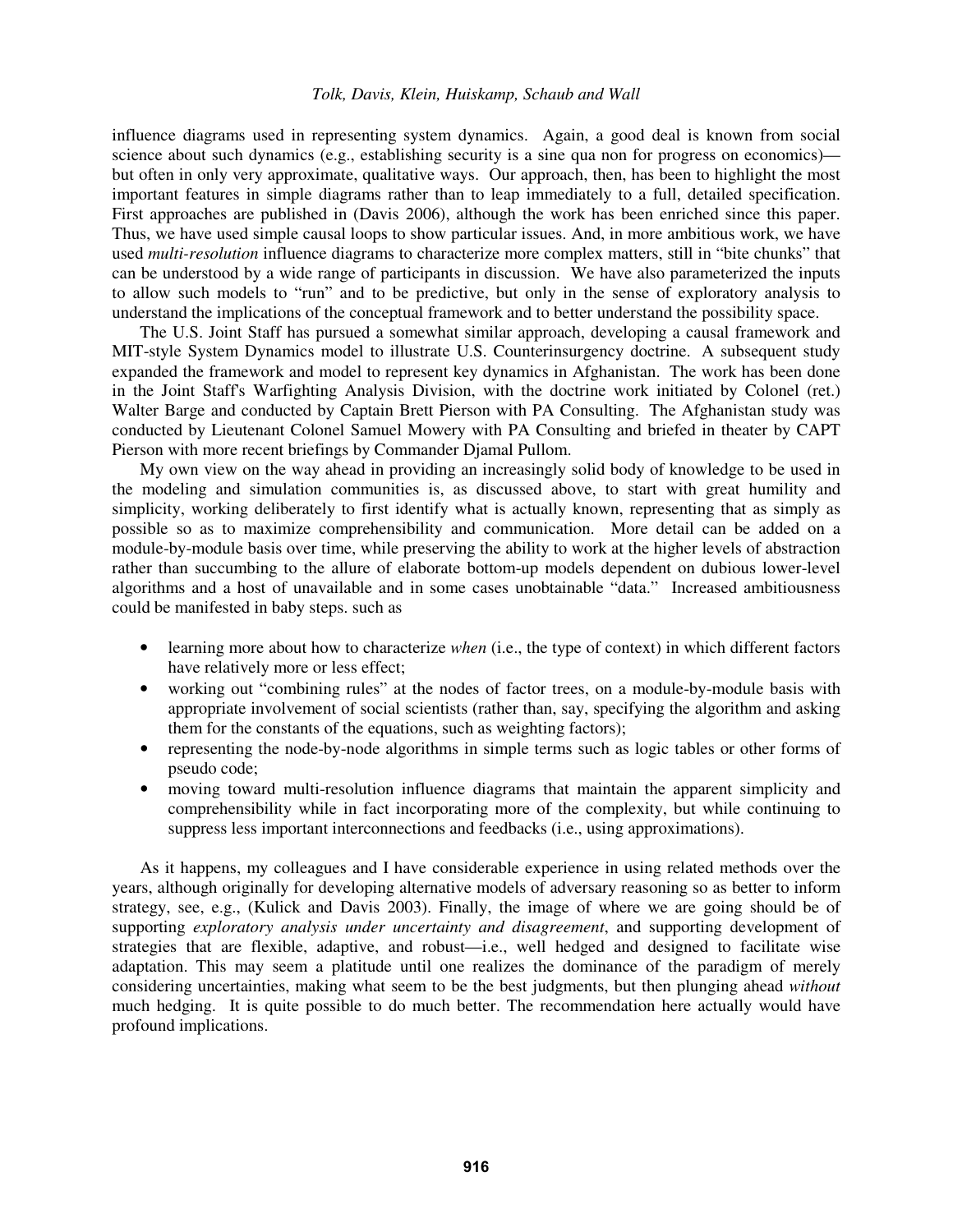influence diagrams used in representing system dynamics. Again, a good deal is known from social science about such dynamics (e.g., establishing security is a sine qua non for progress on economics)—but often in only very approximate, qualitative ways. Our approach, then, has been to highlight the most important features in simple diagrams rather than to leap immediately to a full, detailed specification. First approaches are published in (Davis 2006), although the work has been enriched since this paper. Thus, we have used simple causal loops to show particular issues. And, in more ambitious work, we have used *multi-resolution* influence diagrams to characterize more complex matters, still in "bite chunks" that can be understood by a wide range of participants in discussion. We have also parameterized the inputs to allow such models to "run" and to be predictive, but only in the sense of exploratory analysis to understand the implications of the conceptual framework and to better understand the possibility space.

The U.S. Joint Staff has pursued a somewhat similar approach, developing a causal framework and MIT-style System Dynamics model to illustrate U.S. Counterinsurgency doctrine. A subsequent study expanded the framework and model to represent key dynamics in Afghanistan. The work has been done in the Joint Staff's Warfighting Analysis Division, with the doctrine work initiated by Colonel (ret.) Walter Barge and conducted by Captain Brett Pierson with PA Consulting. The Afghanistan study was conducted by Lieutenant Colonel Samuel Mowery with PA Consulting and briefed in theater by CAPT Pierson with more recent briefings by Commander Djamal Pullom.

My own view on the way ahead in providing an increasingly solid body of knowledge to be used in the modeling and simulation communities is, as discussed above, to start with great humility and simplicity, working deliberately to first identify what is actually known, representing that as simply as possible so as to maximize comprehensibility and communication. More detail can be added on a module-by-module basis over time, while preserving the ability to work at the higher levels of abstraction rather than succumbing to the allure of elaborate bottom-up models dependent on dubious lower-level algorithms and a host of unavailable and in some cases unobtainable "data." Increased ambitiousness could be manifested in baby steps. such as

- learning more about how to characterize *when* (i.e., the type of context) in which different factors have relatively more or less effect;
- working out "combining rules" at the nodes of factor trees, on a module-by-module basis with appropriate involvement of social scientists (rather than, say, specifying the algorithm and asking them for the constants of the equations, such as weighting factors);
- representing the node-by-node algorithms in simple terms such as logic tables or other forms of pseudo code;
- moving toward multi-resolution influence diagrams that maintain the apparent simplicity and comprehensibility while in fact incorporating more of the complexity, but while continuing to suppress less important interconnections and feedbacks (i.e., using approximations).

As it happens, my colleagues and I have considerable experience in using related methods over the years, although originally for developing alternative models of adversary reasoning so as better to inform strategy, see, e.g., (Kulick and Davis 2003). Finally, the image of where we are going should be of supporting *exploratory analysis under uncertainty and disagreement*, and supporting development of strategies that are flexible, adaptive, and robust—i.e., well hedged and designed to facilitate wise adaptation. This may seem a platitude until one realizes the dominance of the paradigm of merely considering uncertainties, making what seem to be the best judgments, but then plunging ahead *without* much hedging. It is quite possible to do much better. The recommendation here actually would have profound implications.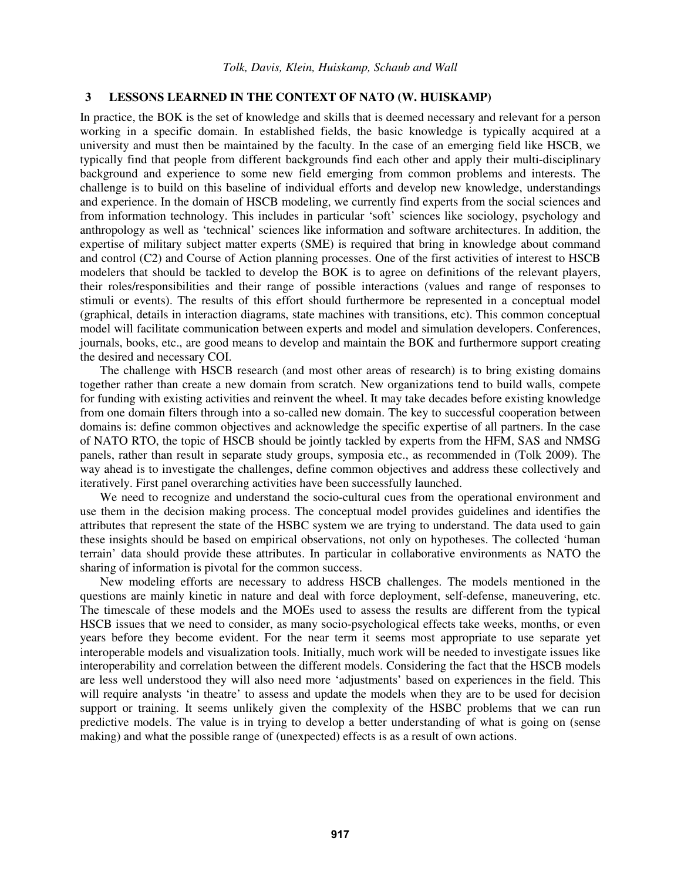## 3 LESSONS LEARNED IN THE CONTEXT OF NATO (W. HUISKAMP)

In practice, the BOK is the set of knowledge and skills that is deemed necessary and relevant for a person working in a specific domain. In established fields, the basic knowledge is typically acquired at a university and must then be maintained by the faculty. In the case of an emerging field like HSCB, we typically find that people from different backgrounds find each other and apply their multi-disciplinary background and experience to some new field emerging from common problems and interests. The challenge is to build on this baseline of individual efforts and develop new knowledge, understandings and experience. In the domain of HSCB modeling, we currently find experts from the social sciences and from information technology. This includes in particular 'soft' sciences like sociology, psychology and anthropology as well as 'technical' sciences like information and software architectures. In addition, the expertise of military subject matter experts (SME) is required that bring in knowledge about command and control (C2) and Course of Action planning processes. One of the first activities of interest to HSCB modelers that should be tackled to develop the BOK is to agree on definitions of the relevant players, their roles/responsibilities and their range of possible interactions (values and range of responses to stimuli or events). The results of this effort should furthermore be represented in a conceptual model (graphical, details in interaction diagrams, state machines with transitions, etc). This common conceptual model will facilitate communication between experts and model and simulation developers. Conferences, journals, books, etc., are good means to develop and maintain the BOK and furthermore support creating the desired and necessary COI.

The challenge with HSCB research (and most other areas of research) is to bring existing domains together rather than create a new domain from scratch. New organizations tend to build walls, compete for funding with existing activities and reinvent the wheel. It may take decades before existing knowledge from one domain filters through into a so-called new domain. The key to successful cooperation between domains is: define common objectives and acknowledge the specific expertise of all partners. In the case of NATO RTO, the topic of HSCB should be jointly tackled by experts from the HFM, SAS and NMSG panels, rather than result in separate study groups, symposia etc., as recommended in (Tolk 2009). The way ahead is to investigate the challenges, define common objectives and address these collectively and iteratively. First panel overarching activities have been successfully launched.

We need to recognize and understand the socio-cultural cues from the operational environment and use them in the decision making process. The conceptual model provides guidelines and identifies the attributes that represent the state of the HSBC system we are trying to understand. The data used to gain these insights should be based on empirical observations, not only on hypotheses. The collected 'human terrain' data should provide these attributes. In particular in collaborative environments as NATO the sharing of information is pivotal for the common success.

New modeling efforts are necessary to address HSCB challenges. The models mentioned in the questions are mainly kinetic in nature and deal with force deployment, self-defense, maneuvering, etc. The timescale of these models and the MOEs used to assess the results are different from the typical HSCB issues that we need to consider, as many socio-psychological effects take weeks, months, or even years before they become evident. For the near term it seems most appropriate to use separate yet interoperable models and visualization tools. Initially, much work will be needed to investigate issues like interoperability and correlation between the different models. Considering the fact that the HSCB models are less well understood they will also need more 'adjustments' based on experiences in the field. This will require analysts 'in theatre' to assess and update the models when they are to be used for decision support or training. It seems unlikely given the complexity of the HSBC problems that we can run predictive models. The value is in trying to develop a better understanding of what is going on (sense making) and what the possible range of (unexpected) effects is as a result of own actions.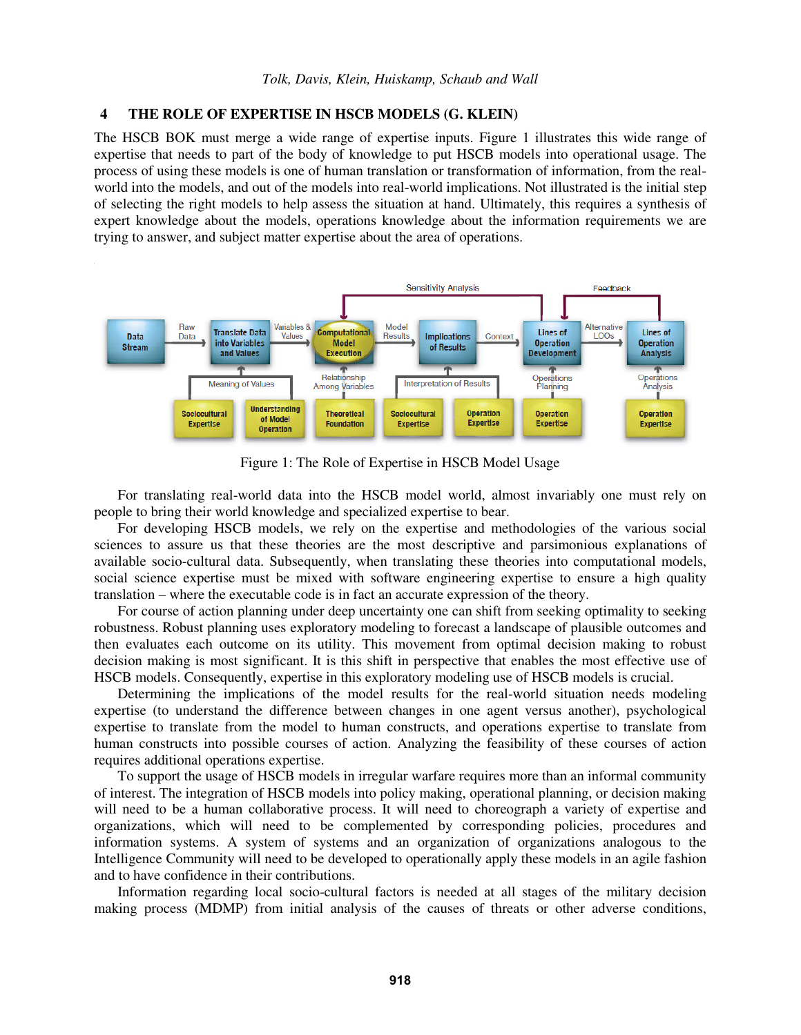## 4 THE ROLE OF EXPERTISE IN HSCB MODELS (G. KLEIN)

The HSCB BOK must merge a wide range of expertise inputs. Figure 1 illustrates this wide range of expertise that needs to part of the body of knowledge to put HSCB models into operational usage. The process of using these models is one of human translation or transformation of information, from the real-world into the models, and out of the models into real-world implications. Not illustrated is the initial step of selecting the right models to help assess the situation at hand. Ultimately, this requires a synthesis of expert knowledge about the models, operations knowledge about the information requirements we are trying to answer, and subject matter expertise about the area of operations.

Sensitivity Analysis
Feedback
Data Stream
Raw Data
Translate Data into Variables and Values
Variables & Values
Computational Model Execution
Model Results
Implications of Results
Context
Lines of Operation Development
Alternative LOOs
Lines of Operation Analysis
Meaning of Values
Relationship Among Variables
Interpretation of Results
Operations Planning
Operations Analysis
Sociocultural Expertise
Understanding of Model Operation
Theoretical Foundation
Sociocultural Expertise
Operation Expertise
Operation Expertise
Operation Expertise

Figure 1: The Role of Expertise in HSCB Model Usage

For translating real-world data into the HSCB model world, almost invariably one must rely on people to bring their world knowledge and specialized expertise to bear.

For developing HSCB models, we rely on the expertise and methodologies of the various social sciences to assure us that these theories are the most descriptive and parsimonious explanations of available socio-cultural data. Subsequently, when translating these theories into computational models, social science expertise must be mixed with software engineering expertise to ensure a high quality translation – where the executable code is in fact an accurate expression of the theory.

For course of action planning under deep uncertainty one can shift from seeking optimality to seeking robustness. Robust planning uses exploratory modeling to forecast a landscape of plausible outcomes and then evaluates each outcome on its utility. This movement from optimal decision making to robust decision making is most significant. It is this shift in perspective that enables the most effective use of HSCB models. Consequently, expertise in this exploratory modeling use of HSCB models is crucial.

Determining the implications of the model results for the real-world situation needs modeling expertise (to understand the difference between changes in one agent versus another), psychological expertise to translate from the model to human constructs, and operations expertise to translate from human constructs into possible courses of action. Analyzing the feasibility of these courses of action requires additional operations expertise.

To support the usage of HSCB models in irregular warfare requires more than an informal community of interest. The integration of HSCB models into policy making, operational planning, or decision making will need to be a human collaborative process. It will need to choreograph a variety of expertise and organizations, which will need to be complemented by corresponding policies, procedures and information systems. A system of systems and an organization of organizations analogous to the Intelligence Community will need to be developed to operationally apply these models in an agile fashion and to have confidence in their contributions.

Information regarding local socio-cultural factors is needed at all stages of the military decision making process (MDMP) from initial analysis of the causes of threats or other adverse conditions,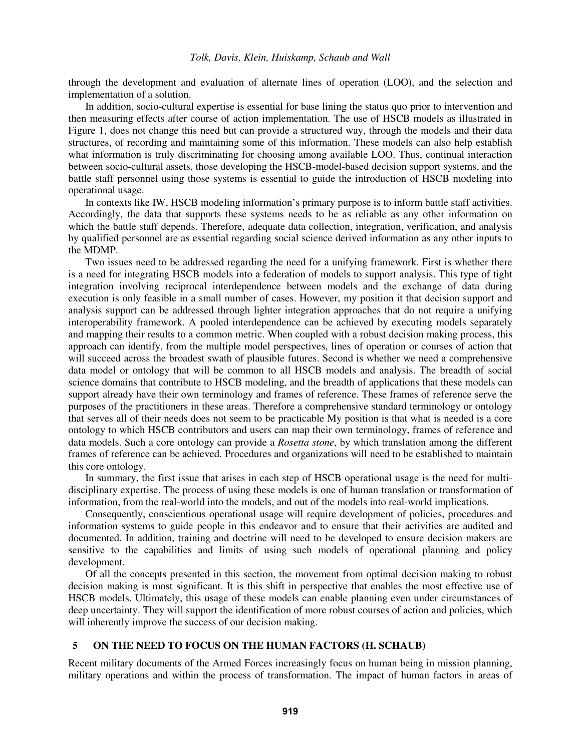through the development and evaluation of alternate lines of operation (LOO), and the selection and implementation of a solution.

In addition, socio-cultural expertise is essential for base lining the status quo prior to intervention and then measuring effects after course of action implementation. The use of HSCB models as illustrated in Figure 1, does not change this need but can provide a structured way, through the models and their data structures, of recording and maintaining some of this information. These models can also help establish what information is truly discriminating for choosing among available LOO. Thus, continual interaction between socio-cultural assets, those developing the HSCB-model-based decision support systems, and the battle staff personnel using those systems is essential to guide the introduction of HSCB modeling into operational usage.

In contexts like IW, HSCB modeling information's primary purpose is to inform battle staff activities. Accordingly, the data that supports these systems needs to be as reliable as any other information on which the battle staff depends. Therefore, adequate data collection, integration, verification, and analysis by qualified personnel are as essential regarding social science derived information as any other inputs to the MDMP.

Two issues need to be addressed regarding the need for a unifying framework. First is whether there is a need for integrating HSCB models into a federation of models to support analysis. This type of tight integration involving reciprocal interdependence between models and the exchange of data during execution is only feasible in a small number of cases. However, my position it that decision support and analysis support can be addressed through lighter integration approaches that do not require a unifying interoperability framework. A pooled interdependence can be achieved by executing models separately and mapping their results to a common metric. When coupled with a robust decision making process, this approach can identify, from the multiple model perspectives, lines of operation or courses of action that will succeed across the broadest swath of plausible futures. Second is whether we need a comprehensive data model or ontology that will be common to all HSCB models and analysis. The breadth of social science domains that contribute to HSCB modeling, and the breadth of applications that these models can support already have their own terminology and frames of reference. These frames of reference serve the purposes of the practitioners in these areas. Therefore a comprehensive standard terminology or ontology that serves all of their needs does not seem to be practicable My position is that what is needed is a core ontology to which HSCB contributors and users can map their own terminology, frames of reference and data models. Such a core ontology can provide a *Rosetta stone*, by which translation among the different frames of reference can be achieved. Procedures and organizations will need to be established to maintain this core ontology.

In summary, the first issue that arises in each step of HSCB operational usage is the need for multi-disciplinary expertise. The process of using these models is one of human translation or transformation of information, from the real-world into the models, and out of the models into real-world implications.

Consequently, conscientious operational usage will require development of policies, procedures and information systems to guide people in this endeavor and to ensure that their activities are audited and documented. In addition, training and doctrine will need to be developed to ensure decision makers are sensitive to the capabilities and limits of using such models of operational planning and policy development.

Of all the concepts presented in this section, the movement from optimal decision making to robust decision making is most significant. It is this shift in perspective that enables the most effective use of HSCB models. Ultimately, this usage of these models can enable planning even under circumstances of deep uncertainty. They will support the identification of more robust courses of action and policies, which will inherently improve the success of our decision making.

## 5 ON THE NEED TO FOCUS ON THE HUMAN FACTORS (H. SCHAUB)

Recent military documents of the Armed Forces increasingly focus on human being in mission planning, military operations and within the process of transformation. The impact of human factors in areas of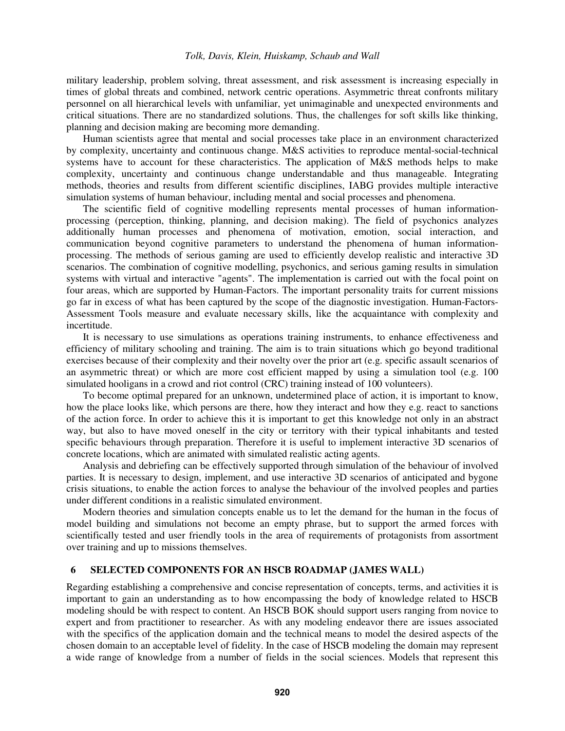military leadership, problem solving, threat assessment, and risk assessment is increasing especially in times of global threats and combined, network centric operations. Asymmetric threat confronts military personnel on all hierarchical levels with unfamiliar, yet unimaginable and unexpected environments and critical situations. There are no standardized solutions. Thus, the challenges for soft skills like thinking, planning and decision making are becoming more demanding.

Human scientists agree that mental and social processes take place in an environment characterized by complexity, uncertainty and continuous change. M&S activities to reproduce mental-social-technical systems have to account for these characteristics. The application of M&S methods helps to make complexity, uncertainty and continuous change understandable and thus manageable. Integrating methods, theories and results from different scientific disciplines, IABG provides multiple interactive simulation systems of human behaviour, including mental and social processes and phenomena.

The scientific field of cognitive modelling represents mental processes of human information-processing (perception, thinking, planning, and decision making). The field of psychonics analyzes additionally human processes and phenomena of motivation, emotion, social interaction, and communication beyond cognitive parameters to understand the phenomena of human information-processing. The methods of serious gaming are used to efficiently develop realistic and interactive 3D scenarios. The combination of cognitive modelling, psychonics, and serious gaming results in simulation systems with virtual and interactive "agents". The implementation is carried out with the focal point on four areas, which are supported by Human-Factors. The important personality traits for current missions go far in excess of what has been captured by the scope of the diagnostic investigation. Human-Factors-Assessment Tools measure and evaluate necessary skills, like the acquaintance with complexity and incertitude.

It is necessary to use simulations as operations training instruments, to enhance effectiveness and efficiency of military schooling and training. The aim is to train situations which go beyond traditional exercises because of their complexity and their novelty over the prior art (e.g. specific assault scenarios of an asymmetric threat) or which are more cost efficient mapped by using a simulation tool (e.g. 100 simulated hooligans in a crowd and riot control (CRC) training instead of 100 volunteers).

To become optimal prepared for an unknown, undetermined place of action, it is important to know, how the place looks like, which persons are there, how they interact and how they e.g. react to sanctions of the action force. In order to achieve this it is important to get this knowledge not only in an abstract way, but also to have moved oneself in the city or territory with their typical inhabitants and tested specific behaviours through preparation. Therefore it is useful to implement interactive 3D scenarios of concrete locations, which are animated with simulated realistic acting agents.

Analysis and debriefing can be effectively supported through simulation of the behaviour of involved parties. It is necessary to design, implement, and use interactive 3D scenarios of anticipated and bygone crisis situations, to enable the action forces to analyse the behaviour of the involved peoples and parties under different conditions in a realistic simulated environment.

Modern theories and simulation concepts enable us to let the demand for the human in the focus of model building and simulations not become an empty phrase, but to support the armed forces with scientifically tested and user friendly tools in the area of requirements of protagonists from assortment over training and up to missions themselves.

## 6 SELECTED COMPONENTS FOR AN HSCB ROADMAP (JAMES WALL)

Regarding establishing a comprehensive and concise representation of concepts, terms, and activities it is important to gain an understanding as to how encompassing the body of knowledge related to HSCB modeling should be with respect to content. An HSCB BOK should support users ranging from novice to expert and from practitioner to researcher. As with any modeling endeavor there are issues associated with the specifics of the application domain and the technical means to model the desired aspects of the chosen domain to an acceptable level of fidelity. In the case of HSCB modeling the domain may represent a wide range of knowledge from a number of fields in the social sciences. Models that represent this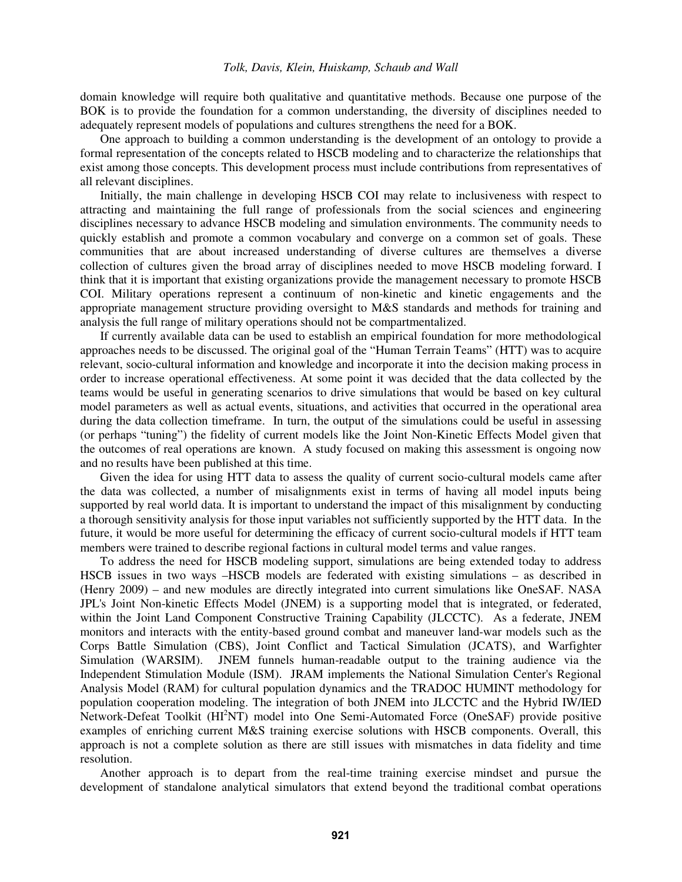domain knowledge will require both qualitative and quantitative methods. Because one purpose of the BOK is to provide the foundation for a common understanding, the diversity of disciplines needed to adequately represent models of populations and cultures strengthens the need for a BOK.

One approach to building a common understanding is the development of an ontology to provide a formal representation of the concepts related to HSCB modeling and to characterize the relationships that exist among those concepts. This development process must include contributions from representatives of all relevant disciplines.

Initially, the main challenge in developing HSCB COI may relate to inclusiveness with respect to attracting and maintaining the full range of professionals from the social sciences and engineering disciplines necessary to advance HSCB modeling and simulation environments. The community needs to quickly establish and promote a common vocabulary and converge on a common set of goals. These communities that are about increased understanding of diverse cultures are themselves a diverse collection of cultures given the broad array of disciplines needed to move HSCB modeling forward. I think that it is important that existing organizations provide the management necessary to promote HSCB COI. Military operations represent a continuum of non-kinetic and kinetic engagements and the appropriate management structure providing oversight to M&S standards and methods for training and analysis the full range of military operations should not be compartmentalized.

If currently available data can be used to establish an empirical foundation for more methodological approaches needs to be discussed. The original goal of the "Human Terrain Teams" (HTT) was to acquire relevant, socio-cultural information and knowledge and incorporate it into the decision making process in order to increase operational effectiveness. At some point it was decided that the data collected by the teams would be useful in generating scenarios to drive simulations that would be based on key cultural model parameters as well as actual events, situations, and activities that occurred in the operational area during the data collection timeframe. In turn, the output of the simulations could be useful in assessing (or perhaps "tuning") the fidelity of current models like the Joint Non-Kinetic Effects Model given that the outcomes of real operations are known. A study focused on making this assessment is ongoing now and no results have been published at this time.

Given the idea for using HTT data to assess the quality of current socio-cultural models came after the data was collected, a number of misalignments exist in terms of having all model inputs being supported by real world data. It is important to understand the impact of this misalignment by conducting a thorough sensitivity analysis for those input variables not sufficiently supported by the HTT data. In the future, it would be more useful for determining the efficacy of current socio-cultural models if HTT team members were trained to describe regional factions in cultural model terms and value ranges.

To address the need for HSCB modeling support, simulations are being extended today to address HSCB issues in two ways –HSCB models are federated with existing simulations – as described in (Henry 2009) – and new modules are directly integrated into current simulations like OneSAF. NASA JPL's Joint Non-kinetic Effects Model (JNEM) is a supporting model that is integrated, or federated, within the Joint Land Component Constructive Training Capability (JLCCTC). As a federate, JNEM monitors and interacts with the entity-based ground combat and maneuver land-war models such as the Corps Battle Simulation (CBS), Joint Conflict and Tactical Simulation (JCATS), and Warfighter Simulation (WARSIM). JNEM funnels human-readable output to the training audience via the Independent Stimulation Module (ISM). JRAM implements the National Simulation Center's Regional Analysis Model (RAM) for cultural population dynamics and the TRADOC HUMINT methodology for population cooperation modeling. The integration of both JNEM into JLCCTC and the Hybrid IW/IED Network-Defeat Toolkit (HI$^2$NT) model into One Semi-Automated Force (OneSAF) provide positive examples of enriching current M&S training exercise solutions with HSCB components. Overall, this approach is not a complete solution as there are still issues with mismatches in data fidelity and time resolution.

Another approach is to depart from the real-time training exercise mindset and pursue the development of standalone analytical simulators that extend beyond the traditional combat operations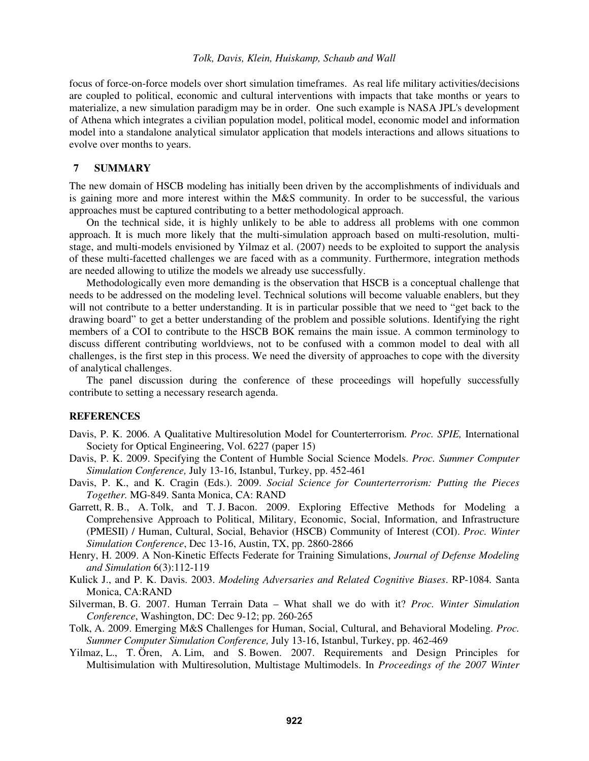focus of force-on-force models over short simulation timeframes. As real life military activities/decisions are coupled to political, economic and cultural interventions with impacts that take months or years to materialize, a new simulation paradigm may be in order. One such example is NASA JPL's development of Athena which integrates a civilian population model, political model, economic model and information model into a standalone analytical simulator application that models interactions and allows situations to evolve over months to years.

## 7 SUMMARY

The new domain of HSCB modeling has initially been driven by the accomplishments of individuals and is gaining more and more interest within the M&S community. In order to be successful, the various approaches must be captured contributing to a better methodological approach.

On the technical side, it is highly unlikely to be able to address all problems with one common approach. It is much more likely that the multi-simulation approach based on multi-resolution, multi-stage, and multi-models envisioned by Yilmaz et al. (2007) needs to be exploited to support the analysis of these multi-facetted challenges we are faced with as a community. Furthermore, integration methods are needed allowing to utilize the models we already use successfully.

Methodologically even more demanding is the observation that HSCB is a conceptual challenge that needs to be addressed on the modeling level. Technical solutions will become valuable enablers, but they will not contribute to a better understanding. It is in particular possible that we need to "get back to the drawing board" to get a better understanding of the problem and possible solutions. Identifying the right members of a COI to contribute to the HSCB BOK remains the main issue. A common terminology to discuss different contributing worldviews, not to be confused with a common model to deal with all challenges, is the first step in this process. We need the diversity of approaches to cope with the diversity of analytical challenges.

The panel discussion during the conference of these proceedings will hopefully successfully contribute to setting a necessary research agenda.

## REFERENCES

Davis, P. K. 2006. A Qualitative Multiresolution Model for Counterterrorism. *Proc. SPIE,* International Society for Optical Engineering, Vol. 6227 (paper 15)

Davis, P. K. 2009. Specifying the Content of Humble Social Science Models. *Proc. Summer Computer Simulation Conference,* July 13-16, Istanbul, Turkey, pp. 452-461

Davis, P. K., and K. Cragin (Eds.). 2009. *Social Science for Counterterrorism: Putting the Pieces Together.* MG-849. Santa Monica, CA: RAND

Garrett, R. B., A. Tolk, and T. J. Bacon. 2009. Exploring Effective Methods for Modeling a Comprehensive Approach to Political, Military, Economic, Social, Information, and Infrastructure (PMESII) / Human, Cultural, Social, Behavior (HSCB) Community of Interest (COI). *Proc. Winter Simulation Conference*, Dec 13-16, Austin, TX, pp. 2860-2866

Henry, H. 2009. A Non-Kinetic Effects Federate for Training Simulations, *Journal of Defense Modeling and Simulation* 6(3):112-119

Kulick J., and P. K. Davis. 2003. *Modeling Adversaries and Related Cognitive Biases*. RP-1084. Santa Monica, CA:RAND

Silverman, B. G. 2007. Human Terrain Data – What shall we do with it? *Proc. Winter Simulation Conference*, Washington, DC: Dec 9-12; pp. 260-265

Tolk, A. 2009. Emerging M&S Challenges for Human, Social, Cultural, and Behavioral Modeling. *Proc. Summer Computer Simulation Conference,* July 13-16, Istanbul, Turkey, pp. 462-469

Yilmaz, L., T. Ören, A. Lim, and S. Bowen. 2007. Requirements and Design Principles for Multisimulation with Multiresolution, Multistage Multimodels. In *Proceedings of the 2007 Winter*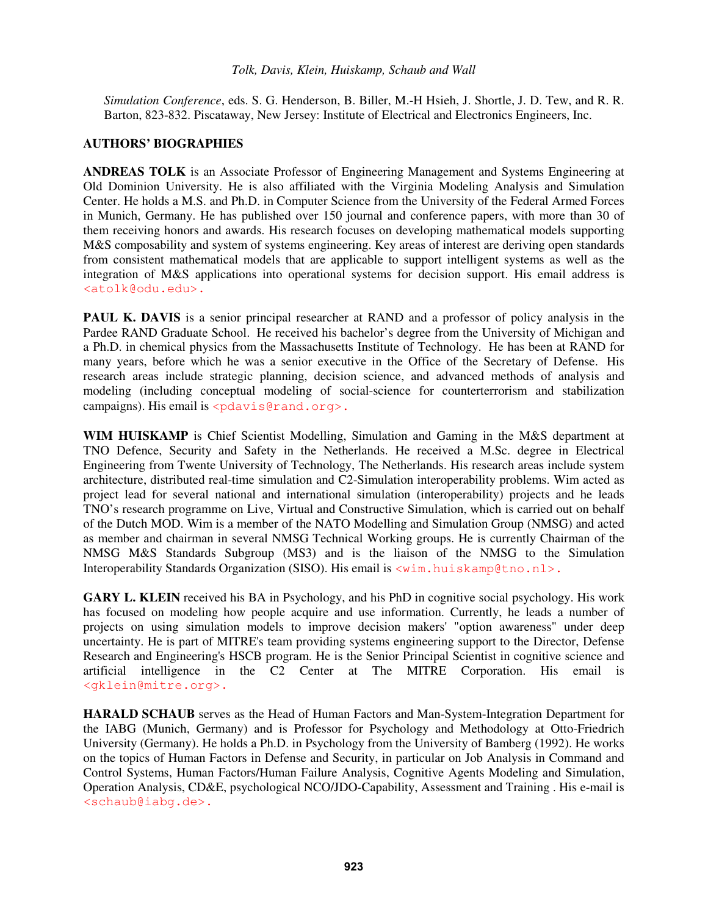*Simulation Conference*, eds. S. G. Henderson, B. Biller, M.-H Hsieh, J. Shortle, J. D. Tew, and R. R. Barton, 823-832. Piscataway, New Jersey: Institute of Electrical and Electronics Engineers, Inc.

## AUTHORS' BIOGRAPHIES

**ANDREAS TOLK** is an Associate Professor of Engineering Management and Systems Engineering at Old Dominion University. He is also affiliated with the Virginia Modeling Analysis and Simulation Center. He holds a M.S. and Ph.D. in Computer Science from the University of the Federal Armed Forces in Munich, Germany. He has published over 150 journal and conference papers, with more than 30 of them receiving honors and awards. His research focuses on developing mathematical models supporting M&S composability and system of systems engineering. Key areas of interest are deriving open standards from consistent mathematical models that are applicable to support intelligent systems as well as the integration of M&S applications into operational systems for decision support. His email address is <atolk@odu.edu>.

**PAUL K. DAVIS** is a senior principal researcher at RAND and a professor of policy analysis in the Pardee RAND Graduate School. He received his bachelor's degree from the University of Michigan and a Ph.D. in chemical physics from the Massachusetts Institute of Technology. He has been at RAND for many years, before which he was a senior executive in the Office of the Secretary of Defense. His research areas include strategic planning, decision science, and advanced methods of analysis and modeling (including conceptual modeling of social-science for counterterrorism and stabilization campaigns). His email is <pdavis@rand.org>.

**WIM HUISKAMP** is Chief Scientist Modelling, Simulation and Gaming in the M&S department at TNO Defence, Security and Safety in the Netherlands. He received a M.Sc. degree in Electrical Engineering from Twente University of Technology, The Netherlands. His research areas include system architecture, distributed real-time simulation and C2-Simulation interoperability problems. Wim acted as project lead for several national and international simulation (interoperability) projects and he leads TNO's research programme on Live, Virtual and Constructive Simulation, which is carried out on behalf of the Dutch MOD. Wim is a member of the NATO Modelling and Simulation Group (NMSG) and acted as member and chairman in several NMSG Technical Working groups. He is currently Chairman of the NMSG M&S Standards Subgroup (MS3) and is the liaison of the NMSG to the Simulation Interoperability Standards Organization (SISO). His email is <wim.huiskamp@tno.nl>.

**GARY L. KLEIN** received his BA in Psychology, and his PhD in cognitive social psychology. His work has focused on modeling how people acquire and use information. Currently, he leads a number of projects on using simulation models to improve decision makers' "option awareness" under deep uncertainty. He is part of MITRE's team providing systems engineering support to the Director, Defense Research and Engineering's HSCB program. He is the Senior Principal Scientist in cognitive science and artificial intelligence in the C2 Center at The MITRE Corporation. His email is <gklein@mitre.org>.

**HARALD SCHAUB** serves as the Head of Human Factors and Man-System-Integration Department for the IABG (Munich, Germany) and is Professor for Psychology and Methodology at Otto-Friedrich University (Germany). He holds a Ph.D. in Psychology from the University of Bamberg (1992). He works on the topics of Human Factors in Defense and Security, in particular on Job Analysis in Command and Control Systems, Human Factors/Human Failure Analysis, Cognitive Agents Modeling and Simulation, Operation Analysis, CD&E, psychological NCO/JDO-Capability, Assessment and Training . His e-mail is <schaub@iabg.de>.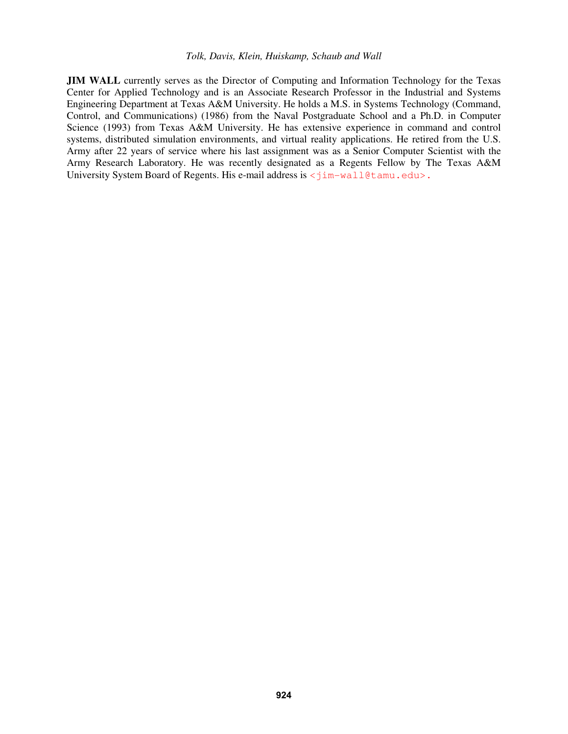**JIM WALL** currently serves as the Director of Computing and Information Technology for the Texas Center for Applied Technology and is an Associate Research Professor in the Industrial and Systems Engineering Department at Texas A&M University. He holds a M.S. in Systems Technology (Command, Control, and Communications) (1986) from the Naval Postgraduate School and a Ph.D. in Computer Science (1993) from Texas A&M University. He has extensive experience in command and control systems, distributed simulation environments, and virtual reality applications. He retired from the U.S. Army after 22 years of service where his last assignment was as a Senior Computer Scientist with the Army Research Laboratory. He was recently designated as a Regents Fellow by The Texas A&M University System Board of Regents. His e-mail address is <jim-wall@tamu.edu>.